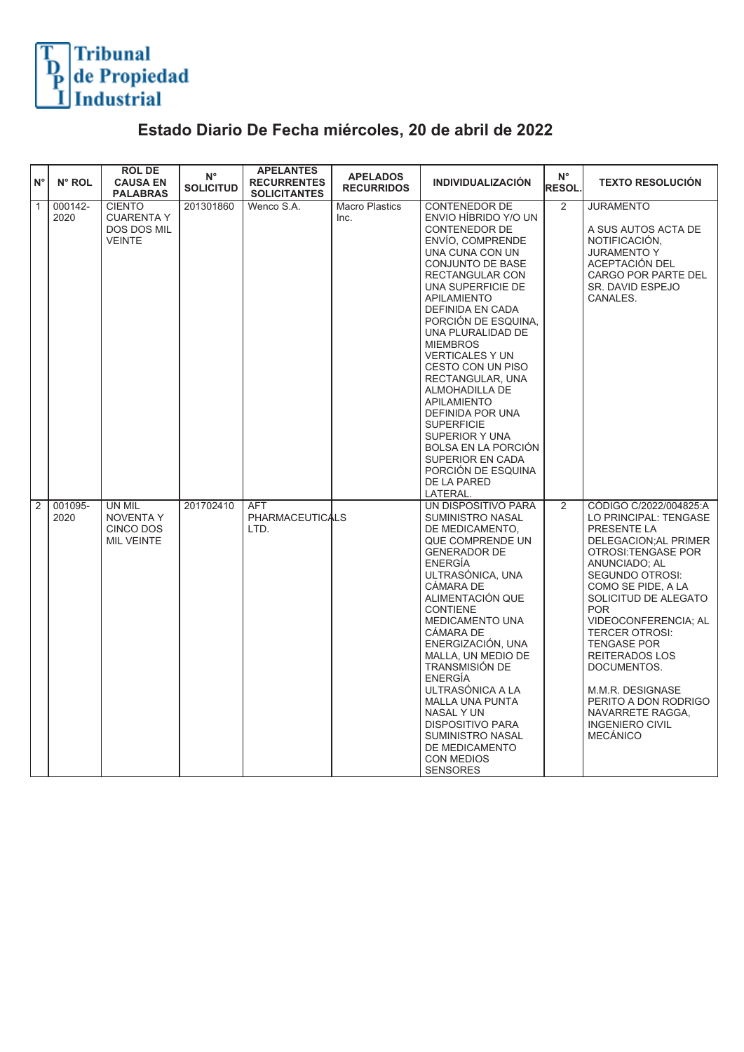Tribunal de Propiedad Industrial

# Estado Diario De Fecha miércoles, 20 de abril de 2022

| N° | N° ROL | ROL DE CAUSA EN PALABRAS | N° SOLICITUD | APELANTES RECURRENTES SOLICITANTES | APELADOS RECURRIDOS | INDIVIDUALIZACIÓN | N° RESOL. | TEXTO RESOLUCIÓN |
|---|---|---|---|---|---|---|---|---|
| 1 | 000142-2020 | CIENTO CUARENTA Y DOS DOS MIL VEINTE | 201301860 | Wenco S.A. | Macro Plastics Inc. | CONTENEDOR DE ENVIO HÍBRIDO Y/O UN CONTENEDOR DE ENVÍO, COMPRENDE UNA CUNA CON UN CONJUNTO DE BASE RECTANGULAR CON UNA SUPERFICIE DE APILAMIENTO DEFINIDA EN CADA PORCIÓN DE ESQUINA, UNA PLURALIDAD DE MIEMBROS VERTICALES Y UN CESTO CON UN PISO RECTANGULAR, UNA ALMOHADILLA DE APILAMIENTO DEFINIDA POR UNA SUPERFICIE SUPERIOR Y UNA BOLSA EN LA PORCIÓN SUPERIOR EN CADA PORCIÓN DE ESQUINA DE LA PARED LATERAL. | 2 | JURAMENTO<br><br>A SUS AUTOS ACTA DE NOTIFICACIÓN, JURAMENTO Y ACEPTACIÓN DEL CARGO POR PARTE DEL SR. DAVID ESPEJO CANALES. |
| 2 | 001095-2020 | UN MIL NOVENTA Y CINCO DOS MIL VEINTE | 201702410 | AFT PHARMACEUTICALS LTD. | | UN DISPOSITIVO PARA SUMINISTRO NASAL DE MEDICAMENTO, QUE COMPRENDE UN GENERADOR DE ENERGÍA ULTRASÓNICA, UNA CÁMARA DE ALIMENTACIÓN QUE CONTIENE MEDICAMENTO UNA CÁMARA DE ENERGIZACIÓN, UNA MALLA, UN MEDIO DE TRANSMISIÓN DE ENERGÍA ULTRASÓNICA A LA MALLA UNA PUNTA NASAL Y UN DISPOSITIVO PARA SUMINISTRO NASAL DE MEDICAMENTO CON MEDIOS SENSORES | 2 | CÓDIGO C/2022/004825:A LO PRINCIPAL: TENGASE PRESENTE LA DELEGACION;AL PRIMER OTROSI:TENGASE POR ANUNCIADO; AL SEGUNDO OTROSI: COMO SE PIDE, A LA SOLICITUD DE ALEGATO POR VIDEOCONFERENCIA; AL TERCER OTROSI: TENGASE POR REITERADOS LOS DOCUMENTOS.<br><br>M.M.R. DESIGNASE PERITO A DON RODRIGO NAVARRETE RAGGA, INGENIERO CIVIL MECÁNICO |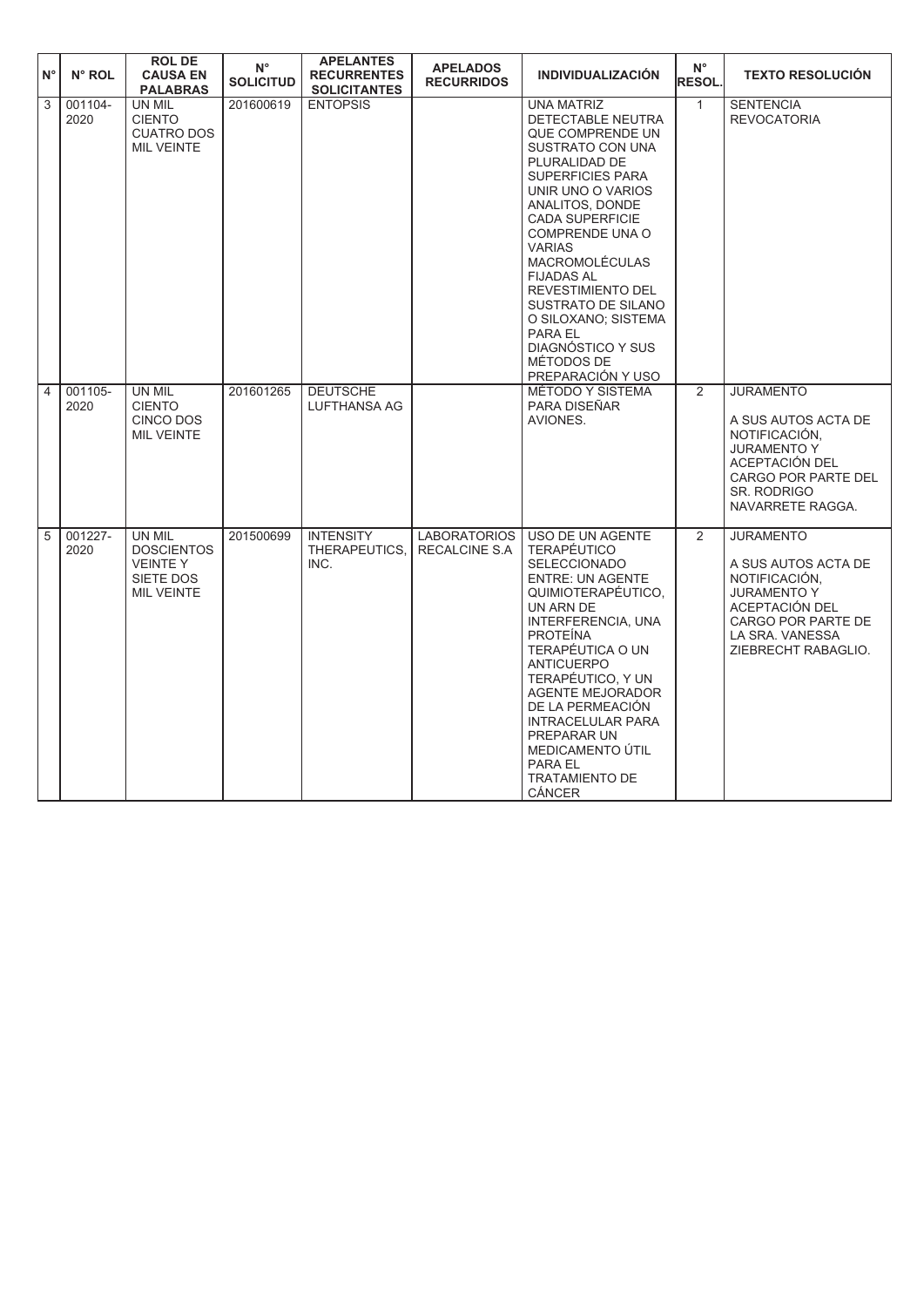| N° | N° ROL | ROL DE CAUSA EN PALABRAS | N° SOLICITUD | APELANTES RECURRENTES SOLICITANTES | APELADOS RECURRIDOS | INDIVIDUALIZACIÓN | N° RESOL. | TEXTO RESOLUCIÓN |
|---|---|---|---|---|---|---|---|---|
| 3 | 001104-2020 | UN MIL CIENTO CUATRO DOS MIL VEINTE | 201600619 | ENTOPSIS | | UNA MATRIZ DETECTABLE NEUTRA QUE COMPRENDE UN SUSTRATO CON UNA PLURALIDAD DE SUPERFICIES PARA UNIR UNO O VARIOS ANALITOS, DONDE CADA SUPERFICIE COMPRENDE UNA O VARIAS MACROMOLÉCULAS FIJADAS AL REVESTIMIENTO DEL SUSTRATO DE SILANO O SILOXANO; SISTEMA PARA EL DIAGNÓSTICO Y SUS MÉTODOS DE PREPARACIÓN Y USO | 1 | SENTENCIA REVOCATORIA |
| 4 | 001105-2020 | UN MIL CIENTO CINCO DOS MIL VEINTE | 201601265 | DEUTSCHE LUFTHANSA AG | | MÉTODO Y SISTEMA PARA DISEÑAR AVIONES. | 2 | JURAMENTO<br><br>A SUS AUTOS ACTA DE NOTIFICACIÓN, JURAMENTO Y ACEPTACIÓN DEL CARGO POR PARTE DEL SR. RODRIGO NAVARRETE RAGGA. |
| 5 | 001227-2020 | UN MIL DOSCIENTOS VEINTE Y SIETE DOS MIL VEINTE | 201500699 | INTENSITY THERAPEUTICS, INC. | LABORATORIOS RECALCINE S.A | USO DE UN AGENTE TERAPÉUTICO SELECCIONADO ENTRE: UN AGENTE QUIMIOTERAPÉUTICO, UN ARN DE INTERFERENCIA, UNA PROTEÍNA TERAPÉUTICA O UN ANTICUERPO TERAPÉUTICO, Y UN AGENTE MEJORADOR DE LA PERMEACIÓN INTRACELULAR PARA PREPARAR UN MEDICAMENTO ÚTIL PARA EL TRATAMIENTO DE CÁNCER | 2 | JURAMENTO<br><br>A SUS AUTOS ACTA DE NOTIFICACIÓN, JURAMENTO Y ACEPTACIÓN DEL CARGO POR PARTE DE LA SRA. VANESSA ZIEBRECHT RABAGLIO. |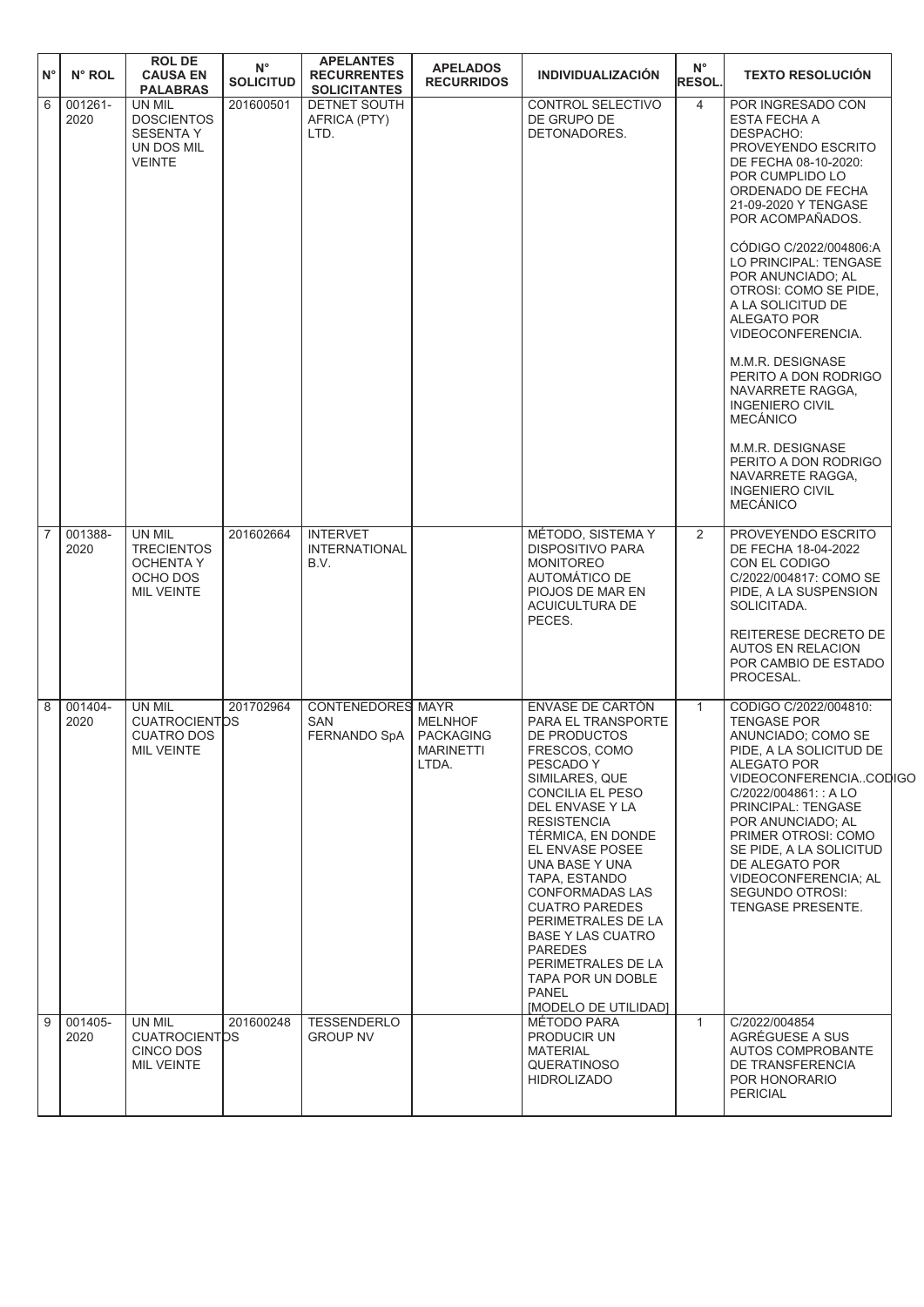| N° | N° ROL | ROL DE CAUSA EN PALABRAS | N° SOLICITUD | APELANTES RECURRENTES SOLICITANTES | APELADOS RECURRIDOS | INDIVIDUALIZACIÓN | N° RESOL. | TEXTO RESOLUCIÓN |
|---|---|---|---|---|---|---|---|---|
| 6 | 001261-2020 | UN MIL DOSCIENTOS SESENTA Y UN DOS MIL VEINTE | 201600501 | DETNET SOUTH AFRICA (PTY) LTD. | | CONTROL SELECTIVO DE GRUPO DE DETONADORES. | 4 | POR INGRESADO CON ESTA FECHA A DESPACHO: PROVEYENDO ESCRITO DE FECHA 08-10-2020: POR CUMPLIDO LO ORDENADO DE FECHA 21-09-2020 Y TENGASE POR ACOMPAÑADOS.<br><br>CÓDIGO C/2022/004806:A LO PRINCIPAL: TENGASE POR ANUNCIADO; AL OTROSI: COMO SE PIDE, A LA SOLICITUD DE ALEGATO POR VIDEOCONFERENCIA.<br><br>M.M.R. DESIGNASE PERITO A DON RODRIGO NAVARRETE RAGGA, INGENIERO CIVIL MECÁNICO<br><br>M.M.R. DESIGNASE PERITO A DON RODRIGO NAVARRETE RAGGA, INGENIERO CIVIL MECÁNICO |
| 7 | 001388-2020 | UN MIL TRECIENTOS OCHENTA Y OCHO DOS MIL VEINTE | 201602664 | INTERVET INTERNATIONAL B.V. | | MÉTODO, SISTEMA Y DISPOSITIVO PARA MONITOREO AUTOMÁTICO DE PIOJOS DE MAR EN ACUICULTURA DE PECES. | 2 | PROVEYENDO ESCRITO DE FECHA 18-04-2022 CON EL CODIGO C/2022/004817: COMO SE PIDE, A LA SUSPENSION SOLICITADA.<br><br>REITERESE DECRETO DE AUTOS EN RELACION POR CAMBIO DE ESTADO PROCESAL. |
| 8 | 001404-2020 | UN MIL CUATROCIENTOS CUATRO DOS MIL VEINTE | 201702964 | CONTENEDORES SAN FERNANDO SpA | MAYR MELNHOF PACKAGING MARINETTI LTDA. | ENVASE DE CARTÓN PARA EL TRANSPORTE DE PRODUCTOS FRESCOS, COMO PESCADO Y SIMILARES, QUE CONCILIA EL PESO DEL ENVASE Y LA RESISTENCIA TÉRMICA, EN DONDE EL ENVASE POSEE UNA BASE Y UNA TAPA, ESTANDO CONFORMADAS LAS CUATRO PAREDES PERIMETRALES DE LA BASE Y LAS CUATRO PAREDES PERIMETRALES DE LA TAPA POR UN DOBLE PANEL [MODELO DE UTILIDAD] | 1 | CODIGO C/2022/004810: TENGASE POR ANUNCIADO; COMO SE PIDE, A LA SOLICITUD DE ALEGATO POR VIDEOCONFERENCIA..CODIGO C/2022/004861: : A LO PRINCIPAL: TENGASE POR ANUNCIADO; AL PRIMER OTROSI: COMO SE PIDE, A LA SOLICITUD DE ALEGATO POR VIDEOCONFERENCIA; AL SEGUNDO OTROSI: TENGASE PRESENTE. |
| 9 | 001405-2020 | UN MIL CUATROCIENTOS CINCO DOS MIL VEINTE | 201600248 | TESSENDERLO GROUP NV | | MÉTODO PARA PRODUCIR UN MATERIAL QUERATINOSO HIDROLIZADO | 1 | C/2022/004854 AGRÉGUESE A SUS AUTOS COMPROBANTE DE TRANSFERENCIA POR HONORARIO PERICIAL |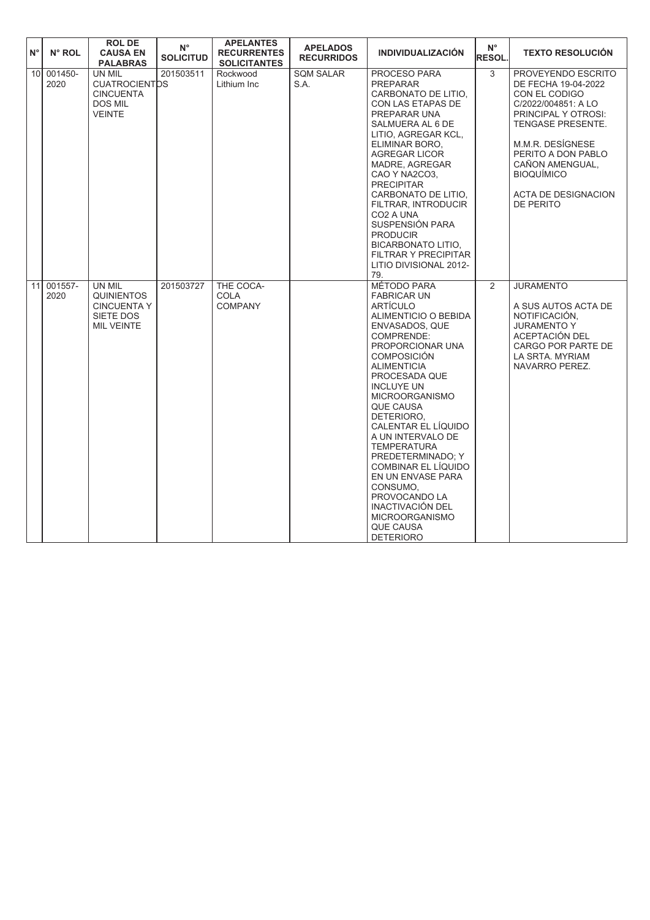| N° | N° ROL | ROL DE CAUSA EN PALABRAS | N° SOLICITUD | APELANTES RECURRENTES SOLICITANTES | APELADOS RECURRIDOS | INDIVIDUALIZACIÓN | N° RESOL. | TEXTO RESOLUCIÓN |
|---|---|---|---|---|---|---|---|---|
| 10 | 001450-2020 | UN MIL CUATROCIENTOS CINCUENTA DOS MIL VEINTE | 201503511 | Rockwood Lithium Inc | SQM SALAR S.A. | PROCESO PARA PREPARAR CARBONATO DE LITIO, CON LAS ETAPAS DE PREPARAR UNA SALMUERA AL 6 DE LITIO, AGREGAR KCL, ELIMINAR BORO, AGREGAR LICOR MADRE, AGREGAR CAO Y NA2CO3, PRECIPITAR CARBONATO DE LITIO, FILTRAR, INTRODUCIR CO2 A UNA SUSPENSIÓN PARA PRODUCIR BICARBONATO LITIO, FILTRAR Y PRECIPITAR LITIO DIVISIONAL 2012-79. | 3 | PROVEYENDO ESCRITO DE FECHA 19-04-2022 CON EL CODIGO C/2022/004851: A LO PRINCIPAL Y OTROSI: TENGASE PRESENTE. M.M.R. DESÍGNESE PERITO A DON PABLO CAÑON AMENGUAL, BIOQUÍMICO ACTA DE DESIGNACION DE PERITO |
| 11 | 001557-2020 | UN MIL QUINIENTOS CINCUENTA Y SIETE DOS MIL VEINTE | 201503727 | THE COCA-COLA COMPANY | | MÉTODO PARA FABRICAR UN ARTÍCULO ALIMENTICIO O BEBIDA ENVASADOS, QUE COMPRENDE: PROPORCIONAR UNA COMPOSICIÓN ALIMENTICIA PROCESADA QUE INCLUYE UN MICROORGANISMO QUE CAUSA DETERIORO, CALENTAR EL LÍQUIDO A UN INTERVALO DE TEMPERATURA PREDETERMINADO; Y COMBINAR EL LÍQUIDO EN UN ENVASE PARA CONSUMO, PROVOCANDO LA INACTIVACIÓN DEL MICROORGANISMO QUE CAUSA DETERIORO | 2 | JURAMENTO A SUS AUTOS ACTA DE NOTIFICACIÓN, JURAMENTO Y ACEPTACIÓN DEL CARGO POR PARTE DE LA SRTA. MYRIAM NAVARRO PEREZ. |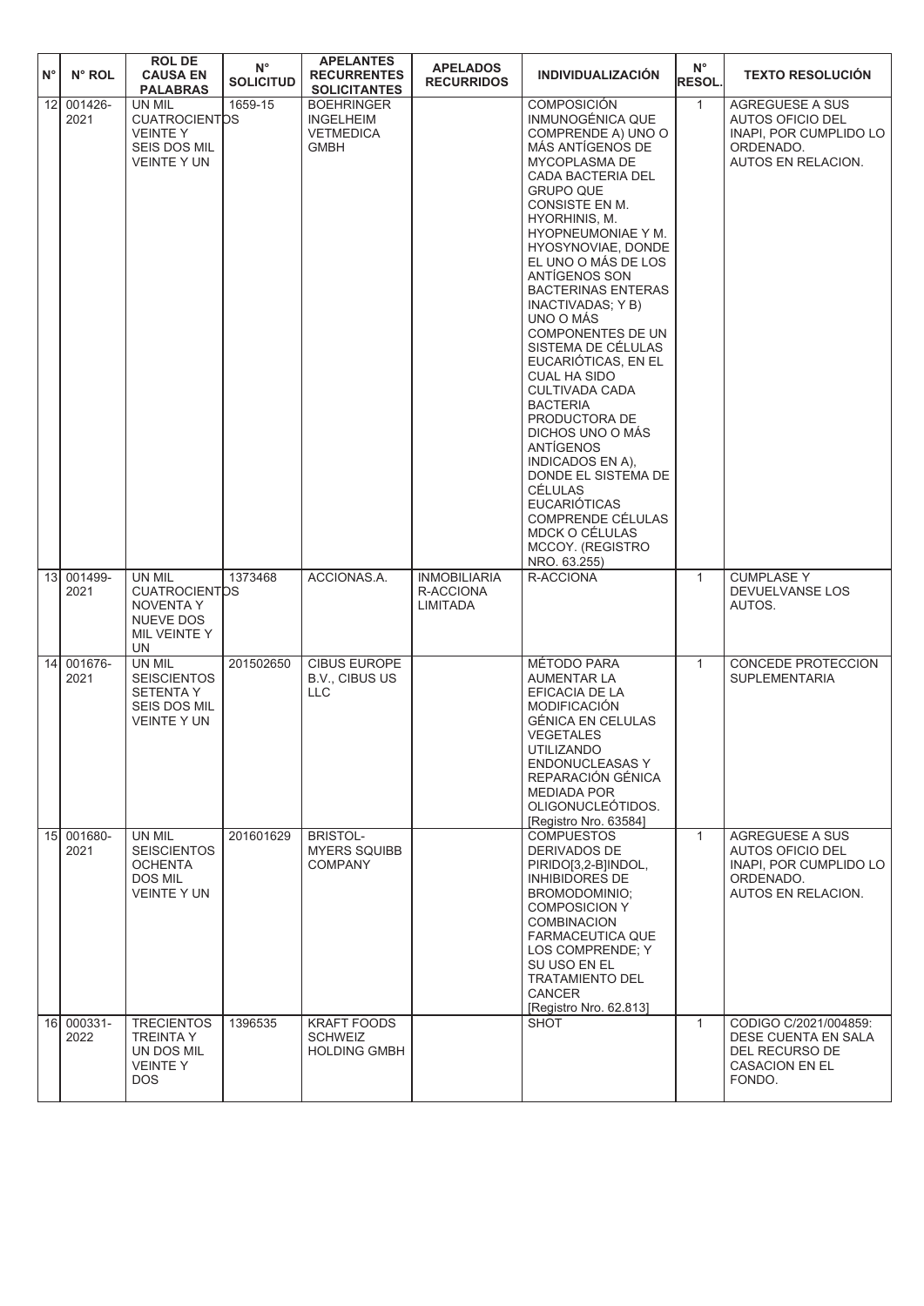| N° | N° ROL | ROL DE CAUSA EN PALABRAS | N° SOLICITUD | APELANTES RECURRENTES SOLICITANTES | APELADOS RECURRIDOS | INDIVIDUALIZACIÓN | N° RESOL. | TEXTO RESOLUCIÓN |
|---|---|---|---|---|---|---|---|---|
| 12 | 001426-2021 | UN MIL CUATROCIENTOS VEINTE Y SEIS DOS MIL VEINTE Y UN | 1659-15 | BOEHRINGER INGELHEIM VETMEDICA GMBH | | COMPOSICIÓN INMUNOGÉNICA QUE COMPRENDE A) UNO O MÁS ANTÍGENOS DE MYCOPLASMA DE CADA BACTERIA DEL GRUPO QUE CONSISTE EN M. HYORHINIS, M. HYOPNEUMONIAE Y M. HYOSYNOVIAE, DONDE EL UNO O MÁS DE LOS ANTÍGENOS SON BACTERINAS ENTERAS INACTIVADAS; Y B) UNO O MÁS COMPONENTES DE UN SISTEMA DE CÉLULAS EUCARIÓTICAS, EN EL CUAL HA SIDO CULTIVADA CADA BACTERIA PRODUCTORA DE DICHOS UNO O MÁS ANTÍGENOS INDICADOS EN A), DONDE EL SISTEMA DE CÉLULAS EUCARIÓTICAS COMPRENDE CÉLULAS MDCK O CÉLULAS MCCOY. (REGISTRO NRO. 63.255) | 1 | AGREGUESE A SUS AUTOS OFICIO DEL INAPI, POR CUMPLIDO LO ORDENADO. AUTOS EN RELACION. |
| 13 | 001499-2021 | UN MIL CUATROCIENTOS NOVENTA Y NUEVE DOS MIL VEINTE Y UN | 1373468 | ACCIONA S.A. | INMOBILIARIA R-ACCIONA LIMITADA | R-ACCIONA | 1 | CUMPLASE Y DEVUELVANSE LOS AUTOS. |
| 14 | 001676-2021 | UN MIL SEISCIENTOS SETENTA Y SEIS DOS MIL VEINTE Y UN | 201502650 | CIBUS EUROPE B.V., CIBUS US LLC | | MÉTODO PARA AUMENTAR LA EFICACIA DE LA MODIFICACIÓN GÉNICA EN CELULAS VEGETALES UTILIZANDO ENDONUCLEASAS Y REPARACIÓN GÉNICA MEDIADA POR OLIGONUCLEÓTIDOS. [Registro Nro. 63584] | 1 | CONCEDE PROTECCION SUPLEMENTARIA |
| 15 | 001680-2021 | UN MIL SEISCIENTOS OCHENTA DOS MIL VEINTE Y UN | 201601629 | BRISTOL-MYERS SQUIBB COMPANY | | COMPUESTOS DERIVADOS DE PIRIDO[3,2-B]INDOL, INHIBIDORES DE BROMODOMINIO; COMPOSICION Y COMBINACION FARMACEUTICA QUE LOS COMPRENDE; Y SU USO EN EL TRATAMIENTO DEL CANCER [Registro Nro. 62.813] | 1 | AGREGUESE A SUS AUTOS OFICIO DEL INAPI, POR CUMPLIDO LO ORDENADO. AUTOS EN RELACION. |
| 16 | 000331-2022 | TRECIENTOS TREINTA Y UN DOS MIL VEINTE Y DOS | 1396535 | KRAFT FOODS SCHWEIZ HOLDING GMBH | | SHOT | 1 | CODIGO C/2021/004859: DESE CUENTA EN SALA DEL RECURSO DE CASACION EN EL FONDO. |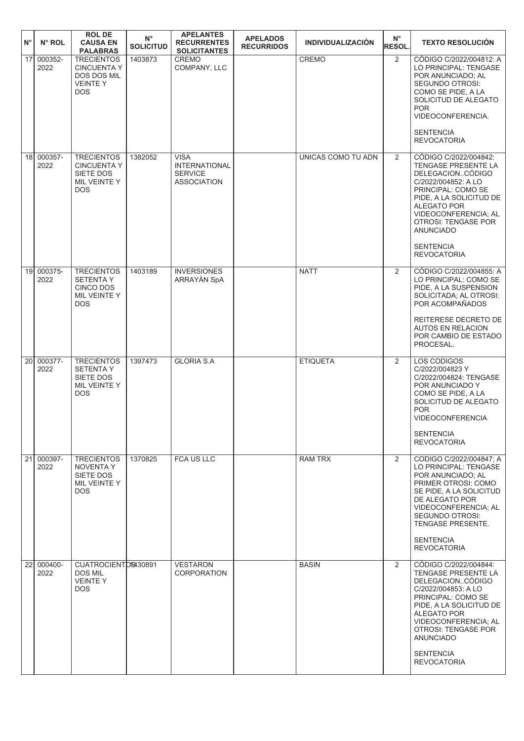| N° | N° ROL | ROL DE CAUSA EN PALABRAS | N° SOLICITUD | APELANTES RECURRENTES SOLICITANTES | APELADOS RECURRIDOS | INDIVIDUALIZACIÓN | N° RESOL. | TEXTO RESOLUCIÓN |
|---|---|---|---|---|---|---|---|---|
| 17 | 000352-2022 | TRECIENTOS CINCUENTA Y DOS DOS MIL VEINTE Y DOS | 1403873 | CREMO COMPANY, LLC | | CREMO | 2 | CÓDIGO C/2022/004812: A LO PRINCIPAL: TENGASE POR ANUNCIADO; AL SEGUNDO OTROSI: COMO SE PIDE, A LA SOLICITUD DE ALEGATO POR VIDEOCONFERENCIA. SENTENCIA REVOCATORIA |
| 18 | 000357-2022 | TRECIENTOS CINCUENTA Y SIETE DOS MIL VEINTE Y DOS | 1382052 | VISA INTERNATIONAL SERVICE ASSOCIATION | | UNICAS COMO TU ADN | 2 | CÓDIGO C/2022/004842: TENGASE PRESENTE LA DELEGACION..CÓDIGO C/2022/004852: A LO PRINCIPAL: COMO SE PIDE, A LA SOLICITUD DE ALEGATO POR VIDEOCONFERENCIA; AL OTROSI: TENGASE POR ANUNCIADO SENTENCIA REVOCATORIA |
| 19 | 000375-2022 | TRECIENTOS SETENTA Y CINCO DOS MIL VEINTE Y DOS | 1403189 | INVERSIONES ARRAYÁN SpA | | NATT | 2 | CÓDIGO C/2022/004855: A LO PRINCIPAL: COMO SE PIDE, A LA SUSPENSION SOLICITADA; AL OTROSI: POR ACOMPAÑADOS REITERESE DECRETO DE AUTOS EN RELACION POR CAMBIO DE ESTADO PROCESAL. |
| 20 | 000377-2022 | TRECIENTOS SETENTA Y SIETE DOS MIL VEINTE Y DOS | 1397473 | GLORIA S.A | | ETIQUETA | 2 | LOS CODIGOS C/2022/004823 Y C/2022/004824: TENGASE POR ANUNCIADO Y COMO SE PIDE, A LA SOLICITUD DE ALEGATO POR VIDEOCONFERENCIA SENTENCIA REVOCATORIA |
| 21 | 000397-2022 | TRECIENTOS NOVENTA Y SIETE DOS MIL VEINTE Y DOS | 1370825 | FCA US LLC | | RAM TRX | 2 | CODIGO C/2022/004847; A LO PRINCIPAL: TENGASE POR ANUNCIADO; AL PRIMER OTROSI: COMO SE PIDE, A LA SOLICITUD DE ALEGATO POR VIDEOCONFERENCIA; AL SEGUNDO OTROSI: TENGASE PRESENTE. SENTENCIA REVOCATORIA |
| 22 | 000400-2022 | CUATROCIENTOS DOS MIL VEINTE Y DOS | 1430891 | VESTARON CORPORATION | | BASIN | 2 | CÓDIGO C/2022/004844: TENGASE PRESENTE LA DELEGACION..CÓDIGO C/2022/004853: A LO PRINCIPAL: COMO SE PIDE, A LA SOLICITUD DE ALEGATO POR VIDEOCONFERENCIA; AL OTROSI: TENGASE POR ANUNCIADO SENTENCIA REVOCATORIA |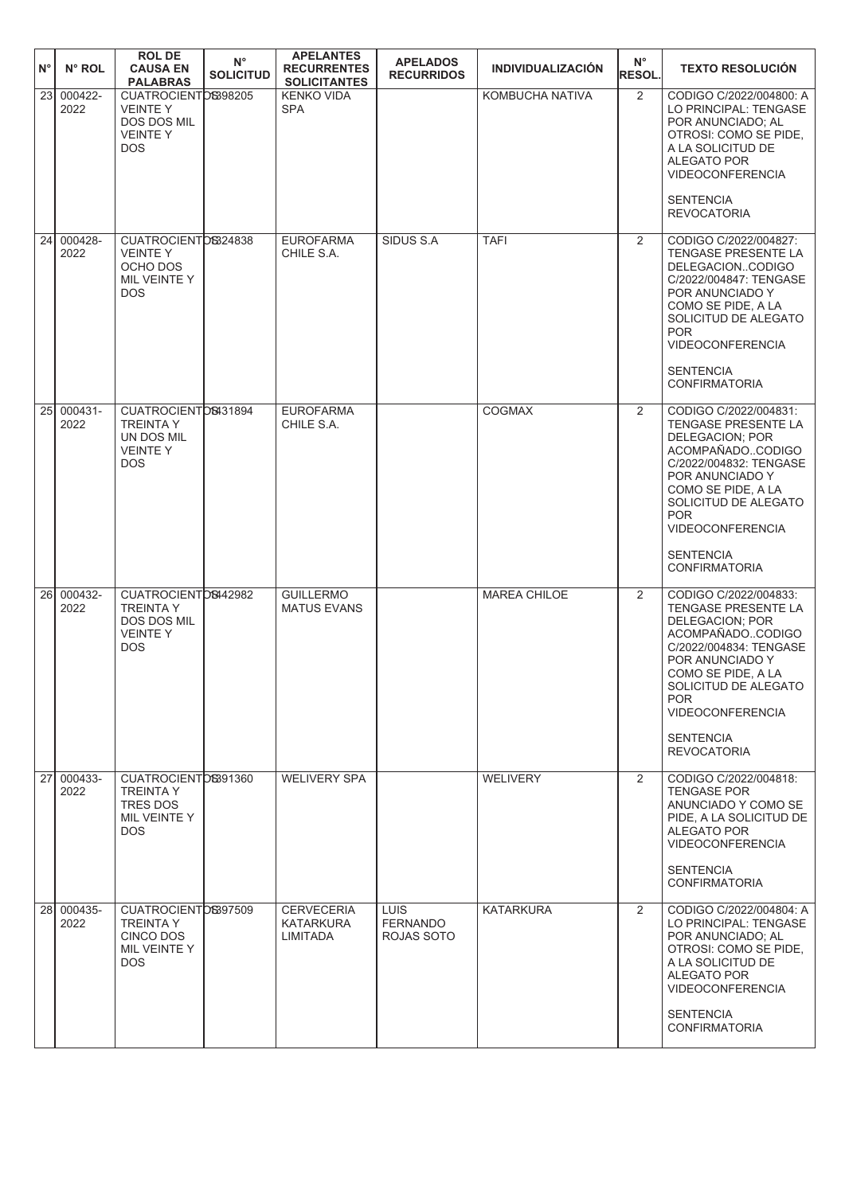| N° | N° ROL | ROL DE CAUSA EN PALABRAS | N° SOLICITUD | APELANTES RECURRENTES SOLICITANTES | APELADOS RECURRIDOS | INDIVIDUALIZACIÓN | N° RESOL. | TEXTO RESOLUCIÓN |
|---|---|---|---|---|---|---|---|---|
| 23 | 000422-2022 | CUATROCIENTOS VEINTE Y DOS DOS MIL VEINTE Y DOS | 1398205 | KENKO VIDA SPA | | KOMBUCHA NATIVA | 2 | CODIGO C/2022/004800: A LO PRINCIPAL: TENGASE POR ANUNCIADO; AL OTROSI: COMO SE PIDE, A LA SOLICITUD DE ALEGATO POR VIDEOCONFERENCIA<br><br>SENTENCIA REVOCATORIA |
| 24 | 000428-2022 | CUATROCIENTOS VEINTE Y OCHO DOS MIL VEINTE Y DOS | 1324838 | EUROFARMA CHILE S.A. | SIDUS S.A | TAFI | 2 | CODIGO C/2022/004827: TENGASE PRESENTE LA DELEGACION..CODIGO C/2022/004847: TENGASE POR ANUNCIADO Y COMO SE PIDE, A LA SOLICITUD DE ALEGATO POR VIDEOCONFERENCIA<br><br>SENTENCIA CONFIRMATORIA |
| 25 | 000431-2022 | CUATROCIENTOS TREINTA Y UN DOS MIL VEINTE Y DOS | 1431894 | EUROFARMA CHILE S.A. | | COGMAX | 2 | CODIGO C/2022/004831: TENGASE PRESENTE LA DELEGACION; POR ACOMPAÑADO..CODIGO C/2022/004832: TENGASE POR ANUNCIADO Y COMO SE PIDE, A LA SOLICITUD DE ALEGATO POR VIDEOCONFERENCIA<br><br>SENTENCIA CONFIRMATORIA |
| 26 | 000432-2022 | CUATROCIENTOS TREINTA Y DOS DOS MIL VEINTE Y DOS | 1442982 | GUILLERMO MATUS EVANS | | MAREA CHILOE | 2 | CODIGO C/2022/004833: TENGASE PRESENTE LA DELEGACION; POR ACOMPAÑADO..CODIGO C/2022/004834: TENGASE POR ANUNCIADO Y COMO SE PIDE, A LA SOLICITUD DE ALEGATO POR VIDEOCONFERENCIA<br><br>SENTENCIA REVOCATORIA |
| 27 | 000433-2022 | CUATROCIENTOS TREINTA Y TRES DOS MIL VEINTE Y DOS | 1391360 | WELIVERY SPA | | WELIVERY | 2 | CODIGO C/2022/004818: TENGASE POR ANUNCIADO Y COMO SE PIDE, A LA SOLICITUD DE ALEGATO POR VIDEOCONFERENCIA<br><br>SENTENCIA CONFIRMATORIA |
| 28 | 000435-2022 | CUATROCIENTOS TREINTA Y CINCO DOS MIL VEINTE Y DOS | 1397509 | CERVECERIA KATARKURA LIMITADA | LUIS FERNANDO ROJAS SOTO | KATARKURA | 2 | CODIGO C/2022/004804: A LO PRINCIPAL: TENGASE POR ANUNCIADO; AL OTROSI: COMO SE PIDE, A LA SOLICITUD DE ALEGATO POR VIDEOCONFERENCIA<br><br>SENTENCIA CONFIRMATORIA |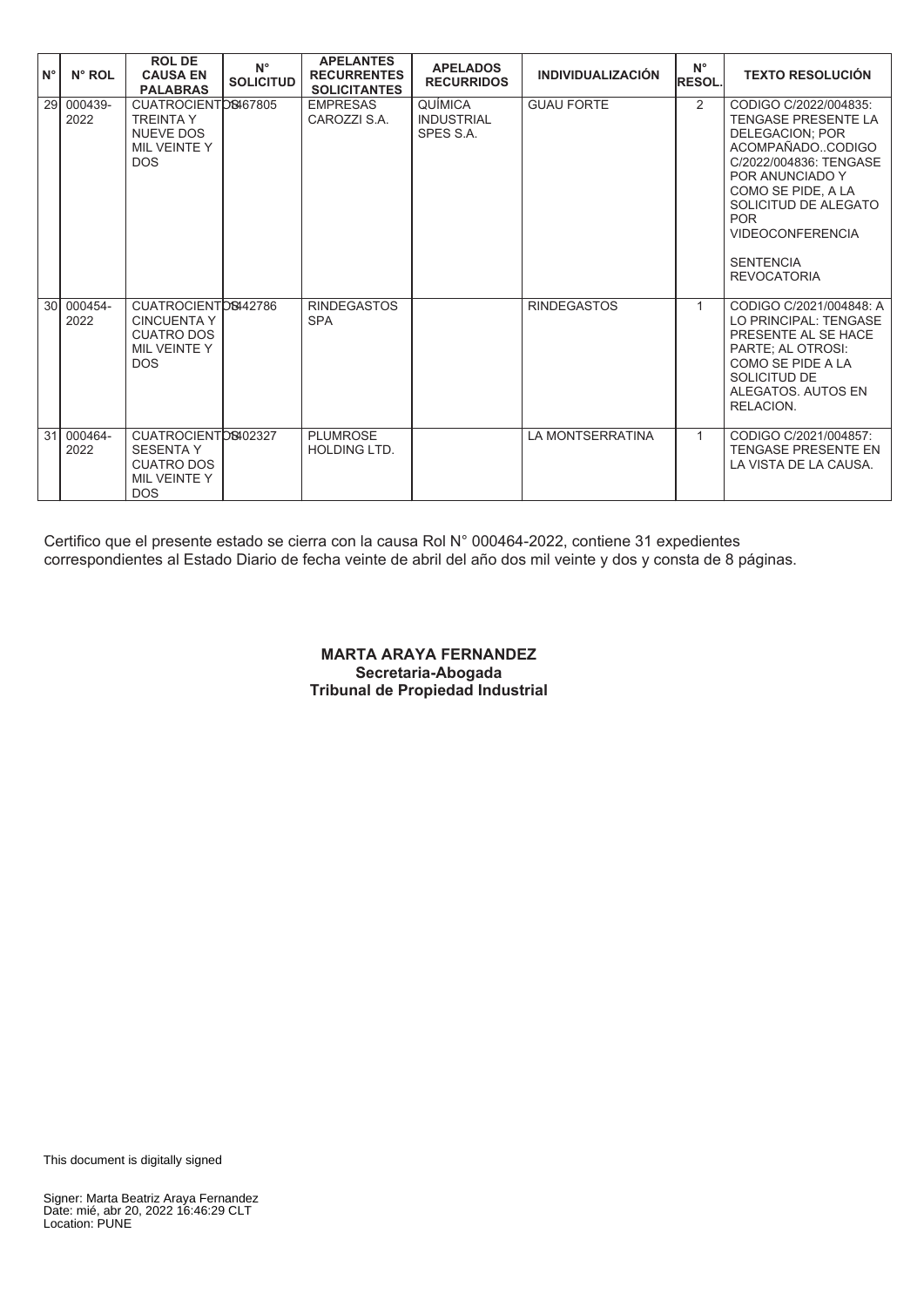| N° | N° ROL | ROL DE CAUSA EN PALABRAS | N° SOLICITUD | APELANTES RECURRENTES SOLICITANTES | APELADOS RECURRIDOS | INDIVIDUALIZACIÓN | N° RESOL. | TEXTO RESOLUCIÓN |
|---|---|---|---|---|---|---|---|---|
| 29 | 000439-2022 | CUATROCIENTOS TREINTA Y NUEVE DOS MIL VEINTE Y DOS | 1467805 | EMPRESAS CAROZZI S.A. | QUÍMICA INDUSTRIAL SPES S.A. | GUAU FORTE | 2 | CODIGO C/2022/004835: TENGASE PRESENTE LA DELEGACION; POR ACOMPAÑADO..CODIGO C/2022/004836: TENGASE POR ANUNCIADO Y COMO SE PIDE, A LA SOLICITUD DE ALEGATO POR VIDEOCONFERENCIA SENTENCIA REVOCATORIA |
| 30 | 000454-2022 | CUATROCIENTOS CINCUENTA Y CUATRO DOS MIL VEINTE Y DOS | 1442786 | RINDEGASTOS SPA | | RINDEGASTOS | 1 | CODIGO C/2021/004848: A LO PRINCIPAL: TENGASE PRESENTE AL SE HACE PARTE; AL OTROSI: COMO SE PIDE A LA SOLICITUD DE ALEGATOS. AUTOS EN RELACION. |
| 31 | 000464-2022 | CUATROCIENTOS SESENTA Y CUATRO DOS MIL VEINTE Y DOS | 1402327 | PLUMROSE HOLDING LTD. | | LA MONTSERRATINA | 1 | CODIGO C/2021/004857: TENGASE PRESENTE EN LA VISTA DE LA CAUSA. |

Certifico que el presente estado se cierra con la causa Rol N° 000464-2022, contiene 31 expedientes correspondientes al Estado Diario de fecha veinte de abril del año dos mil veinte y dos y consta de 8 páginas.

**MARTA ARAYA FERNANDEZ**
**Secretaria-Abogada**
**Tribunal de Propiedad Industrial**

This document is digitally signed

Signer: Marta Beatriz Araya Fernandez
Date: mié, abr 20, 2022 16:46:29 CLT
Location: PUNE